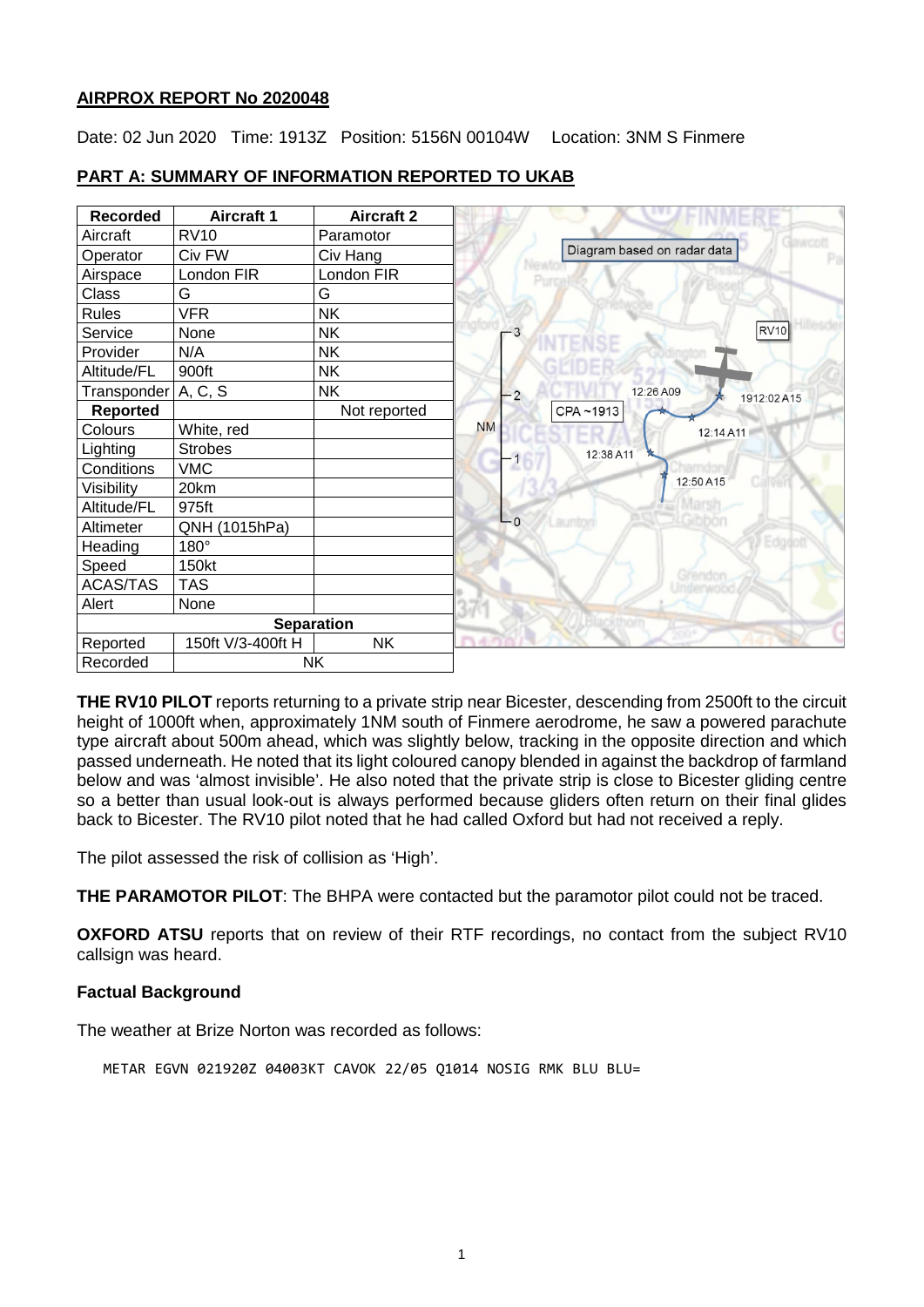**AIRPROX REPORT No 2020048**

Date: 02 Jun 2020 Time: 1913Z Position: 5156N 00104W Location: 3NM S Finmere

**PART A: SUMMARY OF INFORMATION REPORTED TO UKAB**

| Recorded | Aircraft 1 | Aircraft 2 |
|---|---|---|
| Aircraft | RV10 | Paramotor |
| Operator | Civ FW | Civ Hang |
| Airspace | London FIR | London FIR |
| Class | G | G |
| Rules | VFR | NK |
| Service | None | NK |
| Provider | N/A | NK |
| Altitude/FL | 900ft | NK |
| Transponder | A, C, S | NK |
| **Reported** | | Not reported |
| Colours | White, red | |
| Lighting | Strobes | |
| Conditions | VMC | |
| Visibility | 20km | |
| Altitude/FL | 975ft | |
| Altimeter | QNH (1015hPa) | |
| Heading | 180° | |
| Speed | 150kt | |
| ACAS/TAS | TAS | |
| Alert | None | |
| **Separation** | | |
| Reported | 150ft V/3-400ft H | NK |
| Recorded | NK | |

Diagram based on radar data

**THE RV10 PILOT** reports returning to a private strip near Bicester, descending from 2500ft to the circuit height of 1000ft when, approximately 1NM south of Finmere aerodrome, he saw a powered parachute type aircraft about 500m ahead, which was slightly below, tracking in the opposite direction and which passed underneath. He noted that its light coloured canopy blended in against the backdrop of farmland below and was 'almost invisible'. He also noted that the private strip is close to Bicester gliding centre so a better than usual look-out is always performed because gliders often return on their final glides back to Bicester. The RV10 pilot noted that he had called Oxford but had not received a reply.

The pilot assessed the risk of collision as 'High'.

**THE PARAMOTOR PILOT**: The BHPA were contacted but the paramotor pilot could not be traced.

**OXFORD ATSU** reports that on review of their RTF recordings, no contact from the subject RV10 callsign was heard.

**Factual Background**

The weather at Brize Norton was recorded as follows:

```
METAR EGVN 021920Z 04003KT CAVOK 22/05 Q1014 NOSIG RMK BLU BLU=
```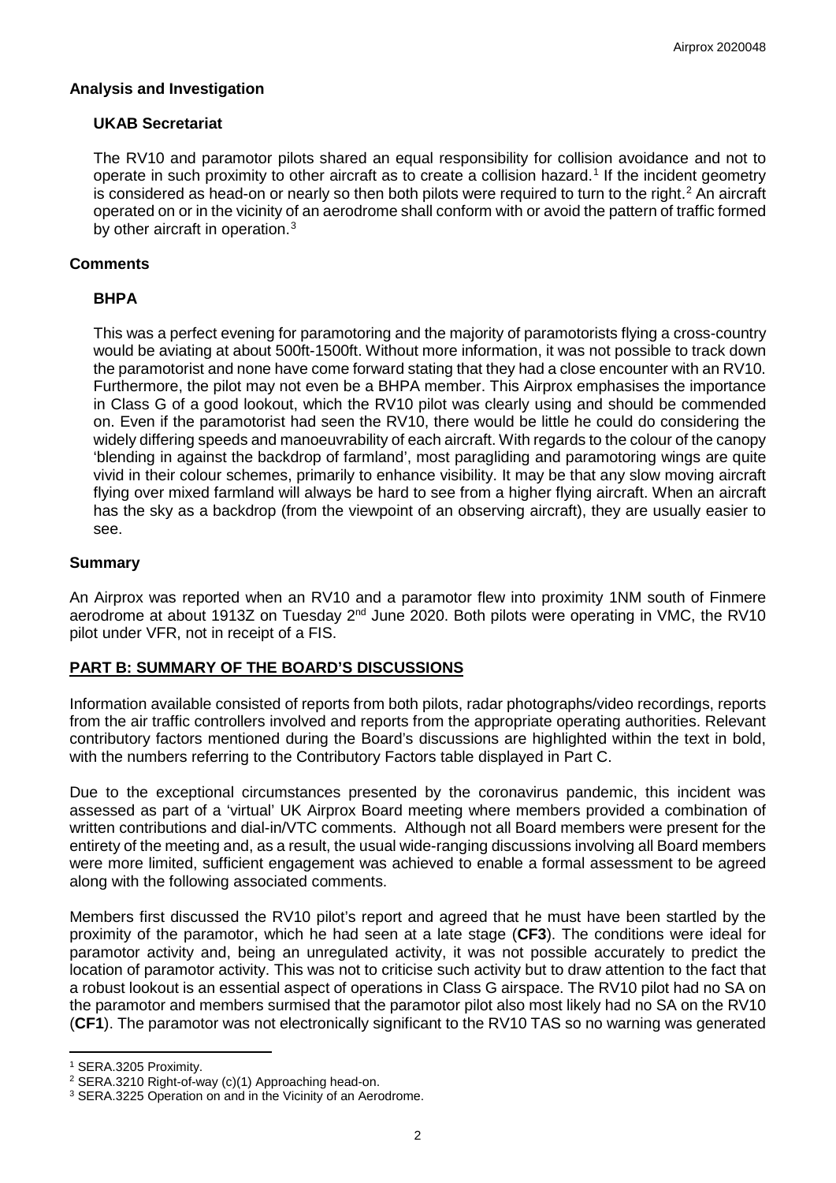## Analysis and Investigation

### UKAB Secretariat

The RV10 and paramotor pilots shared an equal responsibility for collision avoidance and not to operate in such proximity to other aircraft as to create a collision hazard.[1] If the incident geometry is considered as head-on or nearly so then both pilots were required to turn to the right.[2] An aircraft operated on or in the vicinity of an aerodrome shall conform with or avoid the pattern of traffic formed by other aircraft in operation.[3]

## Comments

### BHPA

This was a perfect evening for paramotoring and the majority of paramotorists flying a cross-country would be aviating at about 500ft-1500ft. Without more information, it was not possible to track down the paramotorist and none have come forward stating that they had a close encounter with an RV10. Furthermore, the pilot may not even be a BHPA member. This Airprox emphasises the importance in Class G of a good lookout, which the RV10 pilot was clearly using and should be commended on. Even if the paramotorist had seen the RV10, there would be little he could do considering the widely differing speeds and manoeuvrability of each aircraft. With regards to the colour of the canopy 'blending in against the backdrop of farmland', most paragliding and paramotoring wings are quite vivid in their colour schemes, primarily to enhance visibility. It may be that any slow moving aircraft flying over mixed farmland will always be hard to see from a higher flying aircraft. When an aircraft has the sky as a backdrop (from the viewpoint of an observing aircraft), they are usually easier to see.

## Summary

An Airprox was reported when an RV10 and a paramotor flew into proximity 1NM south of Finmere aerodrome at about 1913Z on Tuesday 2nd June 2020. Both pilots were operating in VMC, the RV10 pilot under VFR, not in receipt of a FIS.

## PART B: SUMMARY OF THE BOARD'S DISCUSSIONS

Information available consisted of reports from both pilots, radar photographs/video recordings, reports from the air traffic controllers involved and reports from the appropriate operating authorities. Relevant contributory factors mentioned during the Board's discussions are highlighted within the text in bold, with the numbers referring to the Contributory Factors table displayed in Part C.

Due to the exceptional circumstances presented by the coronavirus pandemic, this incident was assessed as part of a 'virtual' UK Airprox Board meeting where members provided a combination of written contributions and dial-in/VTC comments. Although not all Board members were present for the entirety of the meeting and, as a result, the usual wide-ranging discussions involving all Board members were more limited, sufficient engagement was achieved to enable a formal assessment to be agreed along with the following associated comments.

Members first discussed the RV10 pilot's report and agreed that he must have been startled by the proximity of the paramotor, which he had seen at a late stage (**CF3**). The conditions were ideal for paramotor activity and, being an unregulated activity, it was not possible accurately to predict the location of paramotor activity. This was not to criticise such activity but to draw attention to the fact that a robust lookout is an essential aspect of operations in Class G airspace. The RV10 pilot had no SA on the paramotor and members surmised that the paramotor pilot also most likely had no SA on the RV10 (**CF1**). The paramotor was not electronically significant to the RV10 TAS so no warning was generated

---

[1] SERA.3205 Proximity.

[2] SERA.3210 Right-of-way (c)(1) Approaching head-on.

[3] SERA.3225 Operation on and in the Vicinity of an Aerodrome.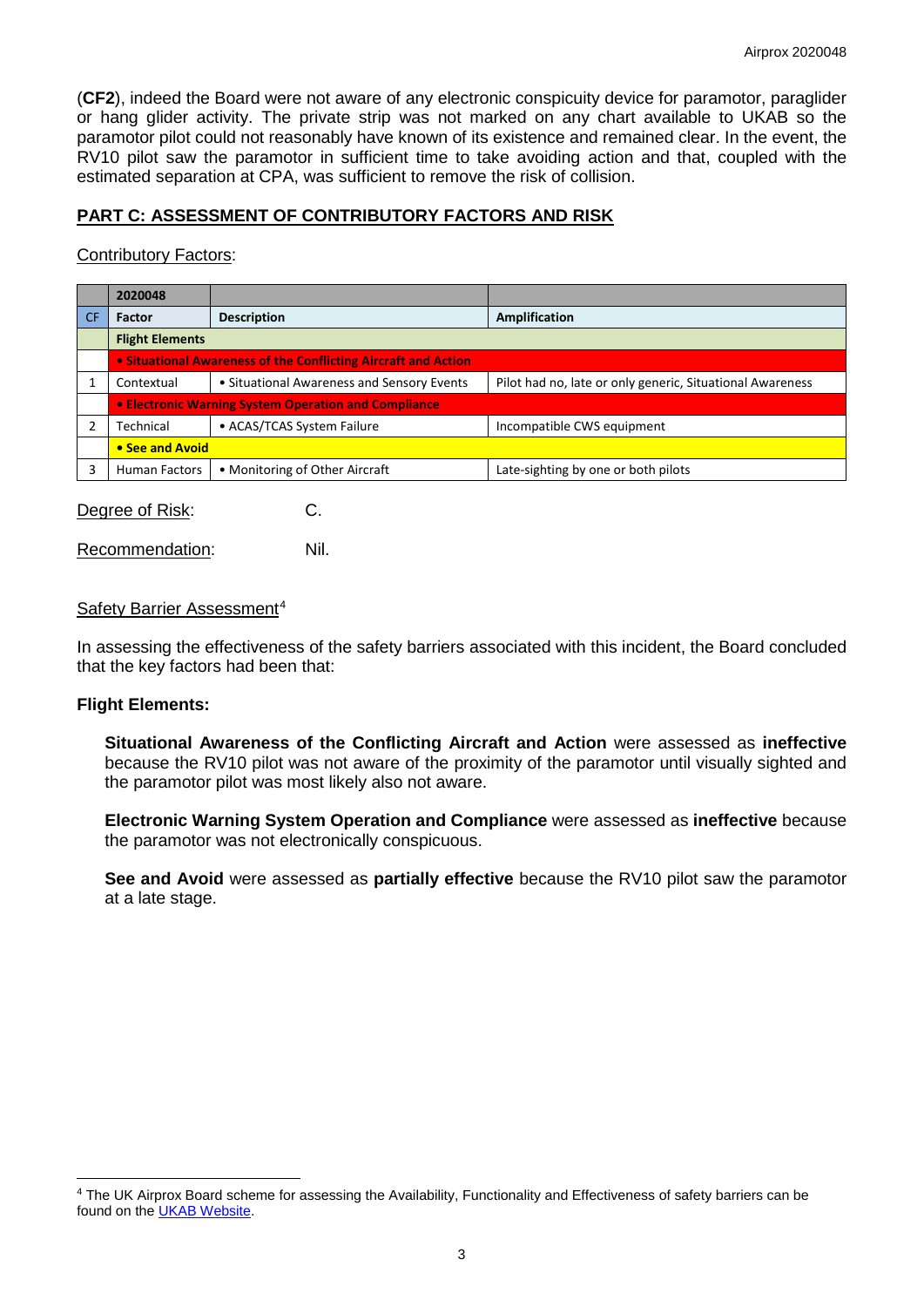(**CF2**), indeed the Board were not aware of any electronic conspicuity device for paramotor, paraglider or hang glider activity. The private strip was not marked on any chart available to UKAB so the paramotor pilot could not reasonably have known of its existence and remained clear. In the event, the RV10 pilot saw the paramotor in sufficient time to take avoiding action and that, coupled with the estimated separation at CPA, was sufficient to remove the risk of collision.

## PART C: ASSESSMENT OF CONTRIBUTORY FACTORS AND RISK

Contributory Factors:

| | 2020048 | | |
|---|---|---|---|
| CF | Factor | Description | Amplification |
| | **Flight Elements** | | |
| | **• Situational Awareness of the Conflicting Aircraft and Action** | | |
| 1 | Contextual | • Situational Awareness and Sensory Events | Pilot had no, late or only generic, Situational Awareness |
| | **• Electronic Warning System Operation and Compliance** | | |
| 2 | Technical | • ACAS/TCAS System Failure | Incompatible CWS equipment |
| | **• See and Avoid** | | |
| 3 | Human Factors | • Monitoring of Other Aircraft | Late-sighting by one or both pilots |

Degree of Risk: C.

Recommendation: Nil.

Safety Barrier Assessment[4]

In assessing the effectiveness of the safety barriers associated with this incident, the Board concluded that the key factors had been that:

**Flight Elements:**

**Situational Awareness of the Conflicting Aircraft and Action** were assessed as **ineffective** because the RV10 pilot was not aware of the proximity of the paramotor until visually sighted and the paramotor pilot was most likely also not aware.

**Electronic Warning System Operation and Compliance** were assessed as **ineffective** because the paramotor was not electronically conspicuous.

**See and Avoid** were assessed as **partially effective** because the RV10 pilot saw the paramotor at a late stage.

---

[4] The UK Airprox Board scheme for assessing the Availability, Functionality and Effectiveness of safety barriers can be found on the UKAB Website.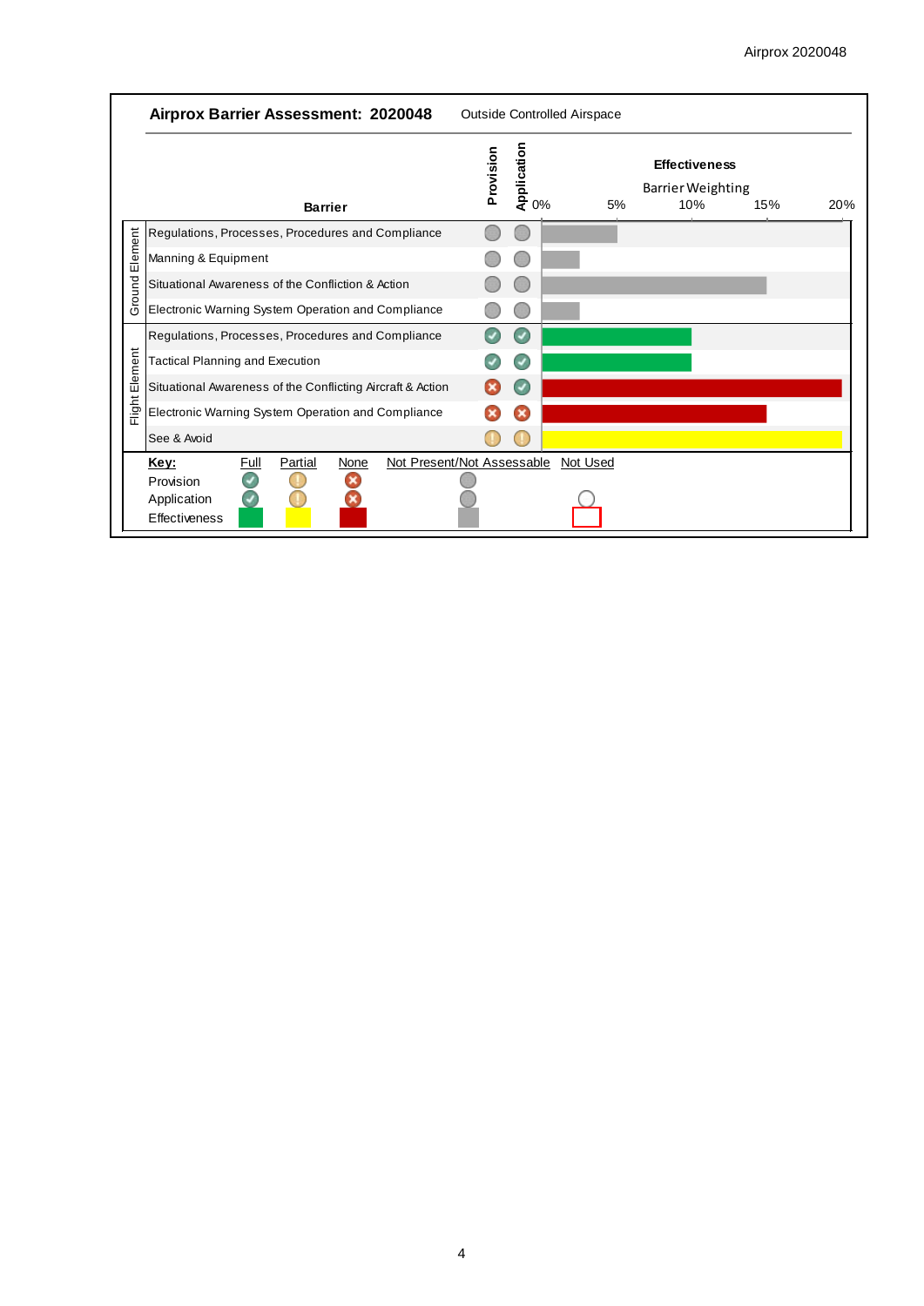**Airprox Barrier Assessment: 2020048** Outside Controlled Airspace

Barrier

Provision

Application

Effectiveness

Barrier Weighting

0% 5% 10% 15% 20%

Ground Element

Regulations, Processes, Procedures and Compliance

Manning & Equipment

Situational Awareness of the Confliction & Action

Electronic Warning System Operation and Compliance

Flight Element

Regulations, Processes, Procedures and Compliance

Tactical Planning and Execution

Situational Awareness of the Conflicting Aircraft & Action

Electronic Warning System Operation and Compliance

See & Avoid

**Key:** Full Partial None Not Present/Not Assessable Not Used

Provision

Application

Effectiveness